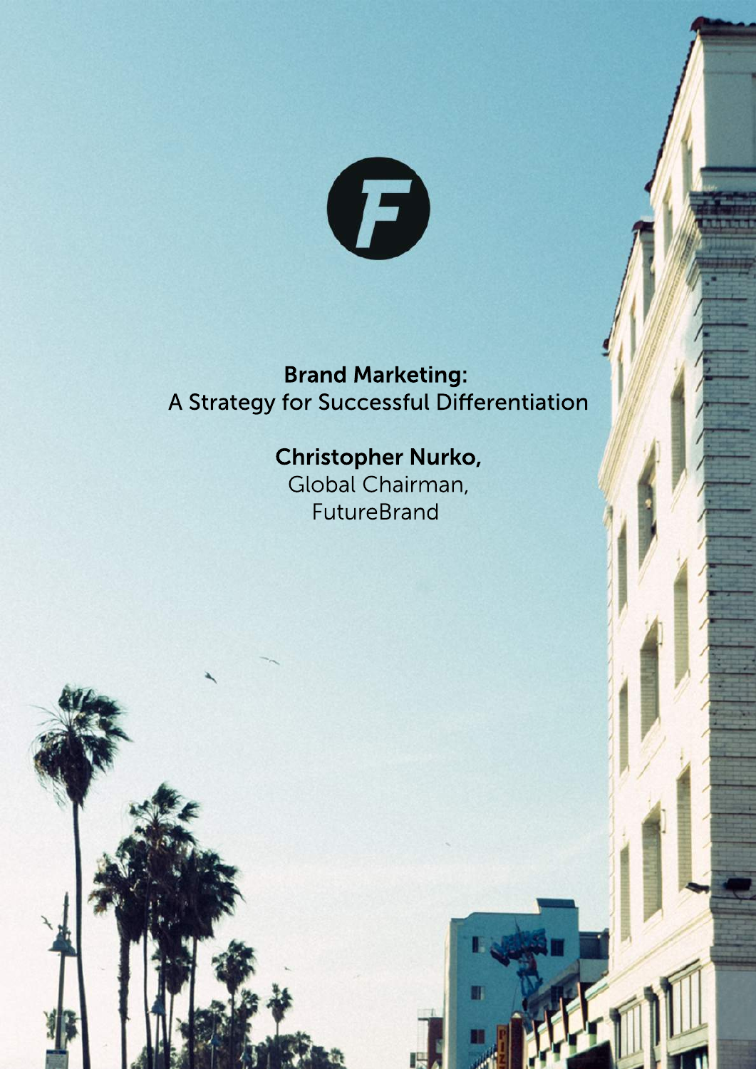# Brand Marketing:
A Strategy for Successful Differentiation

**Christopher Nurko,**
Global Chairman,
FutureBrand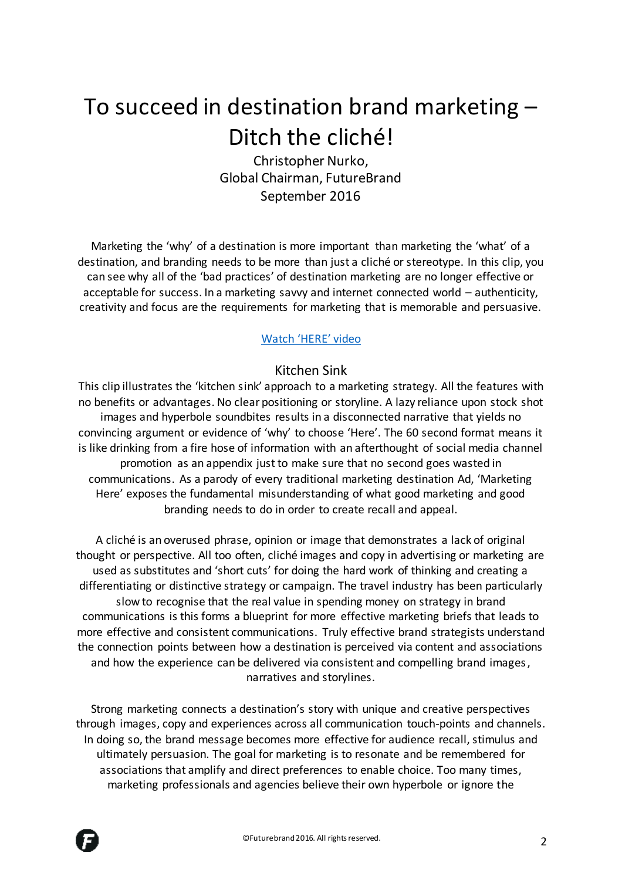# To succeed in destination brand marketing – Ditch the cliché!

Christopher Nurko,
Global Chairman, FutureBrand
September 2016

Marketing the 'why' of a destination is more important than marketing the 'what' of a destination, and branding needs to be more than just a cliché or stereotype. In this clip, you can see why all of the 'bad practices' of destination marketing are no longer effective or acceptable for success. In a marketing savvy and internet connected world – authenticity, creativity and focus are the requirements for marketing that is memorable and persuasive.

Watch 'HERE' video

## Kitchen Sink

This clip illustrates the 'kitchen sink' approach to a marketing strategy. All the features with no benefits or advantages. No clear positioning or storyline. A lazy reliance upon stock shot images and hyperbole soundbites results in a disconnected narrative that yields no convincing argument or evidence of 'why' to choose 'Here'. The 60 second format means it is like drinking from a fire hose of information with an afterthought of social media channel promotion as an appendix just to make sure that no second goes wasted in communications. As a parody of every traditional marketing destination Ad, 'Marketing Here' exposes the fundamental misunderstanding of what good marketing and good branding needs to do in order to create recall and appeal.

A cliché is an overused phrase, opinion or image that demonstrates a lack of original thought or perspective. All too often, cliché images and copy in advertising or marketing are used as substitutes and 'short cuts' for doing the hard work of thinking and creating a differentiating or distinctive strategy or campaign. The travel industry has been particularly slow to recognise that the real value in spending money on strategy in brand communications is this forms a blueprint for more effective marketing briefs that leads to more effective and consistent communications. Truly effective brand strategists understand the connection points between how a destination is perceived via content and associations and how the experience can be delivered via consistent and compelling brand images, narratives and storylines.

Strong marketing connects a destination's story with unique and creative perspectives through images, copy and experiences across all communication touch-points and channels. In doing so, the brand message becomes more effective for audience recall, stimulus and ultimately persuasion. The goal for marketing is to resonate and be remembered for associations that amplify and direct preferences to enable choice. Too many times, marketing professionals and agencies believe their own hyperbole or ignore the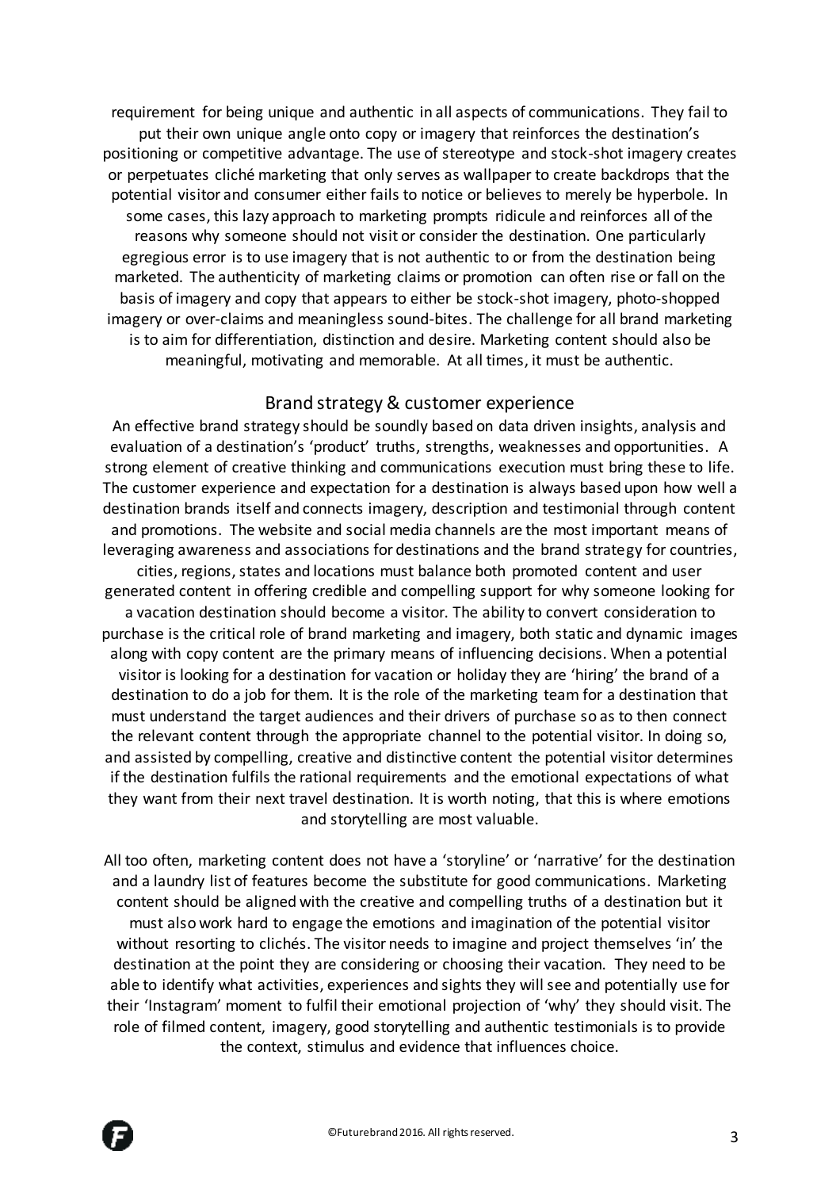requirement for being unique and authentic in all aspects of communications. They fail to put their own unique angle onto copy or imagery that reinforces the destination's positioning or competitive advantage. The use of stereotype and stock-shot imagery creates or perpetuates cliché marketing that only serves as wallpaper to create backdrops that the potential visitor and consumer either fails to notice or believes to merely be hyperbole. In some cases, this lazy approach to marketing prompts ridicule and reinforces all of the reasons why someone should not visit or consider the destination. One particularly egregious error is to use imagery that is not authentic to or from the destination being marketed. The authenticity of marketing claims or promotion can often rise or fall on the basis of imagery and copy that appears to either be stock-shot imagery, photo-shopped imagery or over-claims and meaningless sound-bites. The challenge for all brand marketing is to aim for differentiation, distinction and desire. Marketing content should also be meaningful, motivating and memorable. At all times, it must be authentic.

## Brand strategy & customer experience

An effective brand strategy should be soundly based on data driven insights, analysis and evaluation of a destination's 'product' truths, strengths, weaknesses and opportunities. A strong element of creative thinking and communications execution must bring these to life. The customer experience and expectation for a destination is always based upon how well a destination brands itself and connects imagery, description and testimonial through content and promotions. The website and social media channels are the most important means of leveraging awareness and associations for destinations and the brand strategy for countries, cities, regions, states and locations must balance both promoted content and user generated content in offering credible and compelling support for why someone looking for a vacation destination should become a visitor. The ability to convert consideration to purchase is the critical role of brand marketing and imagery, both static and dynamic images along with copy content are the primary means of influencing decisions. When a potential visitor is looking for a destination for vacation or holiday they are 'hiring' the brand of a destination to do a job for them. It is the role of the marketing team for a destination that must understand the target audiences and their drivers of purchase so as to then connect the relevant content through the appropriate channel to the potential visitor. In doing so, and assisted by compelling, creative and distinctive content the potential visitor determines if the destination fulfils the rational requirements and the emotional expectations of what they want from their next travel destination. It is worth noting, that this is where emotions and storytelling are most valuable.

All too often, marketing content does not have a 'storyline' or 'narrative' for the destination and a laundry list of features become the substitute for good communications. Marketing content should be aligned with the creative and compelling truths of a destination but it must also work hard to engage the emotions and imagination of the potential visitor without resorting to clichés. The visitor needs to imagine and project themselves 'in' the destination at the point they are considering or choosing their vacation. They need to be able to identify what activities, experiences and sights they will see and potentially use for their 'Instagram' moment to fulfil their emotional projection of 'why' they should visit. The role of filmed content, imagery, good storytelling and authentic testimonials is to provide the context, stimulus and evidence that influences choice.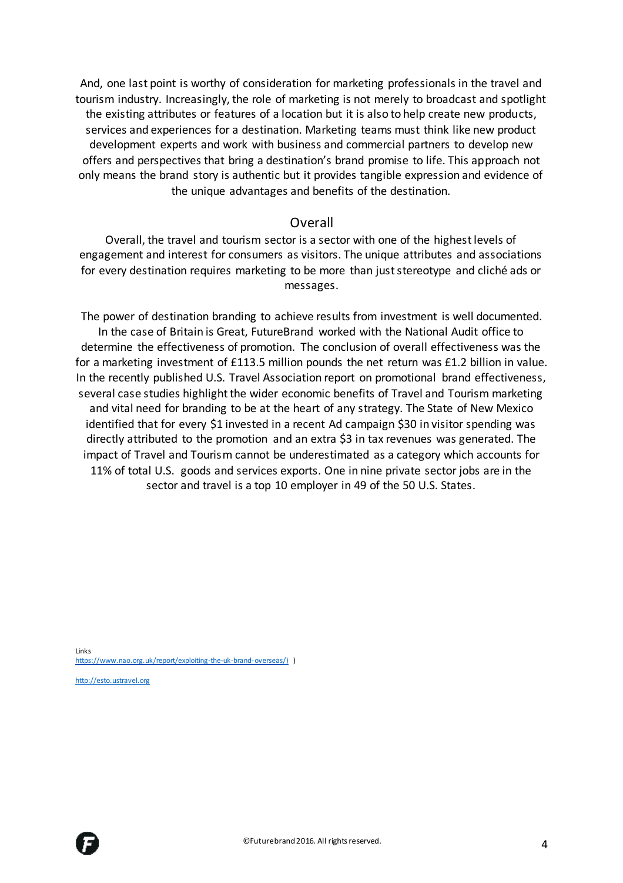And, one last point is worthy of consideration for marketing professionals in the travel and tourism industry. Increasingly, the role of marketing is not merely to broadcast and spotlight the existing attributes or features of a location but it is also to help create new products, services and experiences for a destination. Marketing teams must think like new product development experts and work with business and commercial partners to develop new offers and perspectives that bring a destination's brand promise to life. This approach not only means the brand story is authentic but it provides tangible expression and evidence of the unique advantages and benefits of the destination.

## Overall

Overall, the travel and tourism sector is a sector with one of the highest levels of engagement and interest for consumers as visitors. The unique attributes and associations for every destination requires marketing to be more than just stereotype and cliché ads or messages.

The power of destination branding to achieve results from investment is well documented. In the case of Britain is Great, FutureBrand worked with the National Audit office to determine the effectiveness of promotion. The conclusion of overall effectiveness was the for a marketing investment of £113.5 million pounds the net return was £1.2 billion in value. In the recently published U.S. Travel Association report on promotional brand effectiveness, several case studies highlight the wider economic benefits of Travel and Tourism marketing and vital need for branding to be at the heart of any strategy. The State of New Mexico identified that for every $1 invested in a recent Ad campaign $30 in visitor spending was directly attributed to the promotion and an extra $3 in tax revenues was generated. The impact of Travel and Tourism cannot be underestimated as a category which accounts for 11% of total U.S. goods and services exports. One in nine private sector jobs are in the sector and travel is a top 10 employer in 49 of the 50 U.S. States.

Links
https://www.nao.org.uk/report/exploiting-the-uk-brand-overseas/) )

http://esto.ustravel.org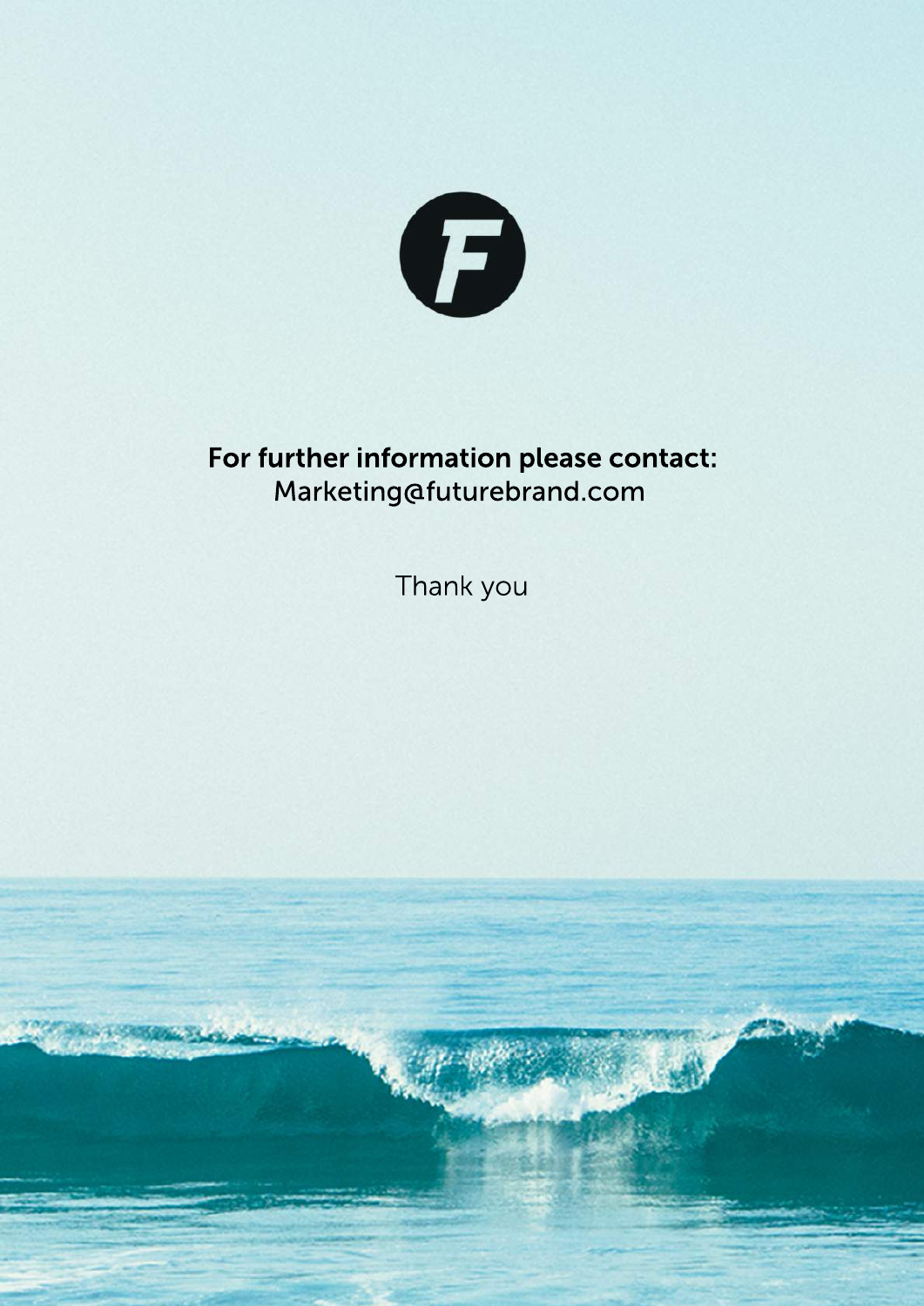**For further information please contact:**
Marketing@futurebrand.com

Thank you